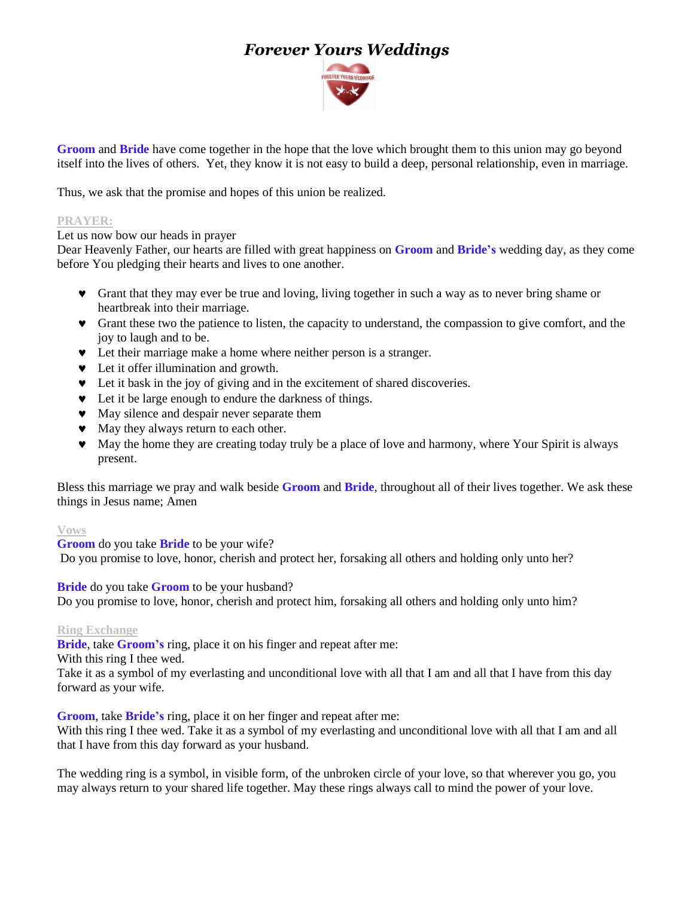# *Forever Yours Weddings*

**Groom** and **Bride** have come together in the hope that the love which brought them to this union may go beyond itself into the lives of others. Yet, they know it is not easy to build a deep, personal relationship, even in marriage.

Thus, we ask that the promise and hopes of this union be realized.

**PRAYER:**

Let us now bow our heads in prayer

Dear Heavenly Father, our hearts are filled with great happiness on **Groom** and **Bride's** wedding day, as they come before You pledging their hearts and lives to one another.

- Grant that they may ever be true and loving, living together in such a way as to never bring shame or heartbreak into their marriage.
- Grant these two the patience to listen, the capacity to understand, the compassion to give comfort, and the joy to laugh and to be.
- Let their marriage make a home where neither person is a stranger.
- Let it offer illumination and growth.
- Let it bask in the joy of giving and in the excitement of shared discoveries.
- Let it be large enough to endure the darkness of things.
- May silence and despair never separate them
- May they always return to each other.
- May the home they are creating today truly be a place of love and harmony, where Your Spirit is always present.

Bless this marriage we pray and walk beside **Groom** and **Bride**, throughout all of their lives together. We ask these things in Jesus name; Amen

**Vows**

**Groom** do you take **Bride** to be your wife?
Do you promise to love, honor, cherish and protect her, forsaking all others and holding only unto her?

**Bride** do you take **Groom** to be your husband?
Do you promise to love, honor, cherish and protect him, forsaking all others and holding only unto him?

**Ring Exchange**

**Bride**, take **Groom's** ring, place it on his finger and repeat after me:
With this ring I thee wed.
Take it as a symbol of my everlasting and unconditional love with all that I am and all that I have from this day forward as your wife.

**Groom**, take **Bride's** ring, place it on her finger and repeat after me:
With this ring I thee wed. Take it as a symbol of my everlasting and unconditional love with all that I am and all that I have from this day forward as your husband.

The wedding ring is a symbol, in visible form, of the unbroken circle of your love, so that wherever you go, you may always return to your shared life together. May these rings always call to mind the power of your love.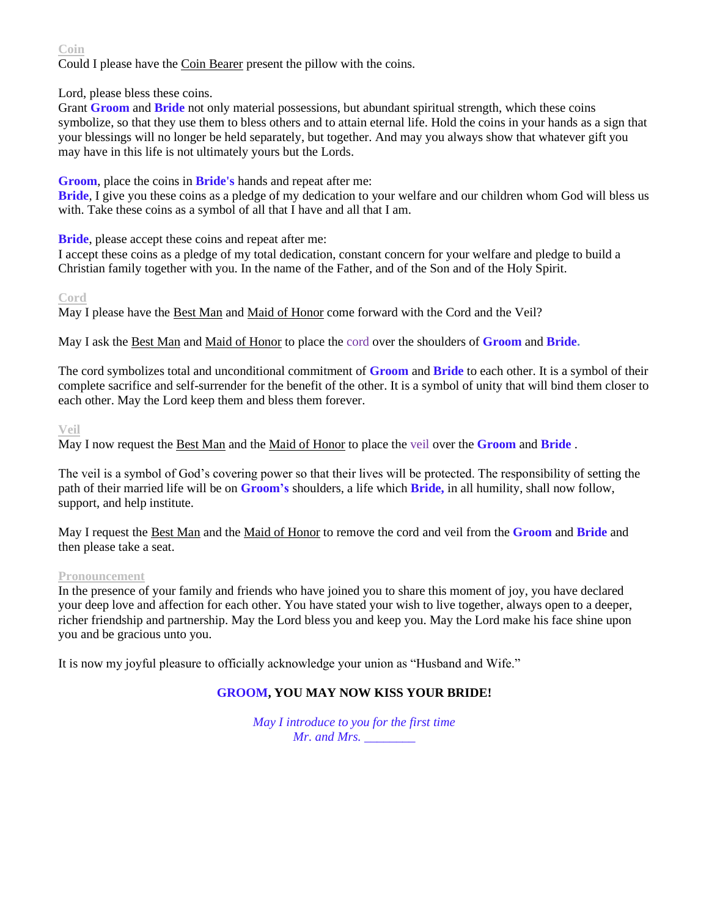### Coin

Could I please have the Coin Bearer present the pillow with the coins.

Lord, please bless these coins.
Grant **Groom** and **Bride** not only material possessions, but abundant spiritual strength, which these coins symbolize, so that they use them to bless others and to attain eternal life. Hold the coins in your hands as a sign that your blessings will no longer be held separately, but together. And may you always show that whatever gift you may have in this life is not ultimately yours but the Lords.

**Groom**, place the coins in **Bride's** hands and repeat after me:
**Bride**, I give you these coins as a pledge of my dedication to your welfare and our children whom God will bless us with. Take these coins as a symbol of all that I have and all that I am.

**Bride**, please accept these coins and repeat after me:
I accept these coins as a pledge of my total dedication, constant concern for your welfare and pledge to build a Christian family together with you. In the name of the Father, and of the Son and of the Holy Spirit.

### Cord

May I please have the Best Man and Maid of Honor come forward with the Cord and the Veil?

May I ask the Best Man and Maid of Honor to place the cord over the shoulders of **Groom** and **Bride.**

The cord symbolizes total and unconditional commitment of **Groom** and **Bride** to each other. It is a symbol of their complete sacrifice and self-surrender for the benefit of the other. It is a symbol of unity that will bind them closer to each other. May the Lord keep them and bless them forever.

### Veil

May I now request the Best Man and the Maid of Honor to place the veil over the **Groom** and **Bride** .

The veil is a symbol of God's covering power so that their lives will be protected. The responsibility of setting the path of their married life will be on **Groom's** shoulders, a life which **Bride,** in all humility, shall now follow, support, and help institute.

May I request the Best Man and the Maid of Honor to remove the cord and veil from the **Groom** and **Bride** and then please take a seat.

### Pronouncement

In the presence of your family and friends who have joined you to share this moment of joy, you have declared your deep love and affection for each other. You have stated your wish to live together, always open to a deeper, richer friendship and partnership. May the Lord bless you and keep you. May the Lord make his face shine upon you and be gracious unto you.

It is now my joyful pleasure to officially acknowledge your union as "Husband and Wife."

**GROOM, YOU MAY NOW KISS YOUR BRIDE!**

*May I introduce to you for the first time*
*Mr. and Mrs. ________*